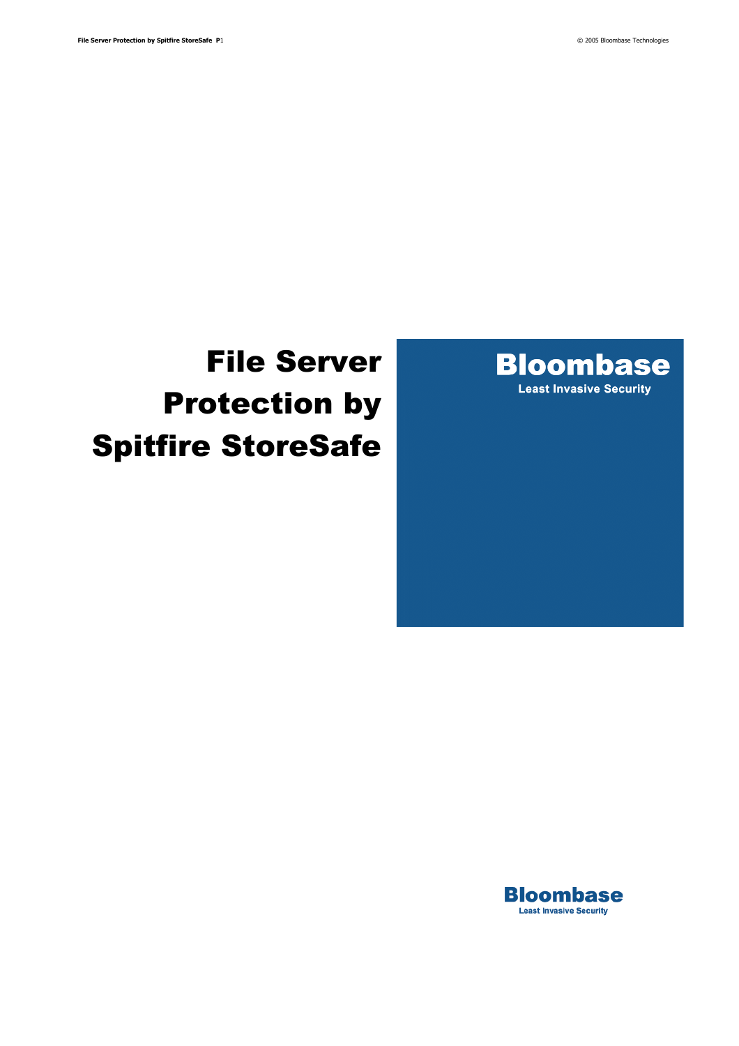# File Server Protection by Spitfire StoreSafe

**Bloombase**

Least Invasive Security

**Bloombase**

Least Invasive Security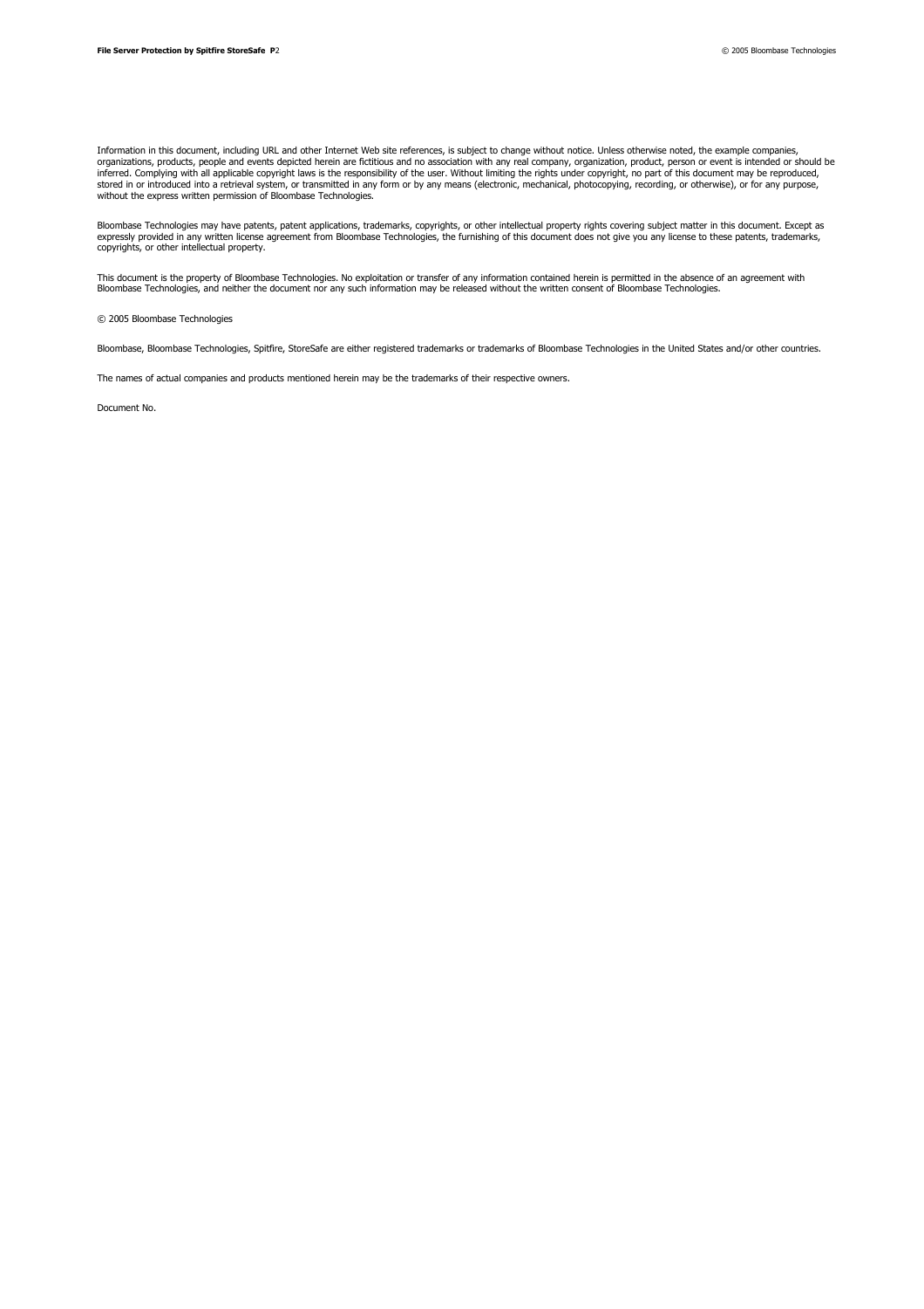Information in this document, including URL and other Internet Web site references, is subject to change without notice. Unless otherwise noted, the example companies, organizations, products, people and events depicted herein are fictitious and no association with any real company, organization, product, person or event is intended or should be inferred. Complying with all applicable copyright laws is the responsibility of the user. Without limiting the rights under copyright, no part of this document may be reproduced, stored in or introduced into a retrieval system, or transmitted in any form or by any means (electronic, mechanical, photocopying, recording, or otherwise), or for any purpose, without the express written permission of Bloombase Technologies.

Bloombase Technologies may have patents, patent applications, trademarks, copyrights, or other intellectual property rights covering subject matter in this document. Except as expressly provided in any written license agreement from Bloombase Technologies, the furnishing of this document does not give you any license to these patents, trademarks, copyrights, or other intellectual property.

This document is the property of Bloombase Technologies. No exploitation or transfer of any information contained herein is permitted in the absence of an agreement with Bloombase Technologies, and neither the document nor any such information may be released without the written consent of Bloombase Technologies.

© 2005 Bloombase Technologies

Bloombase, Bloombase Technologies, Spitfire, StoreSafe are either registered trademarks or trademarks of Bloombase Technologies in the United States and/or other countries.

The names of actual companies and products mentioned herein may be the trademarks of their respective owners.

Document No.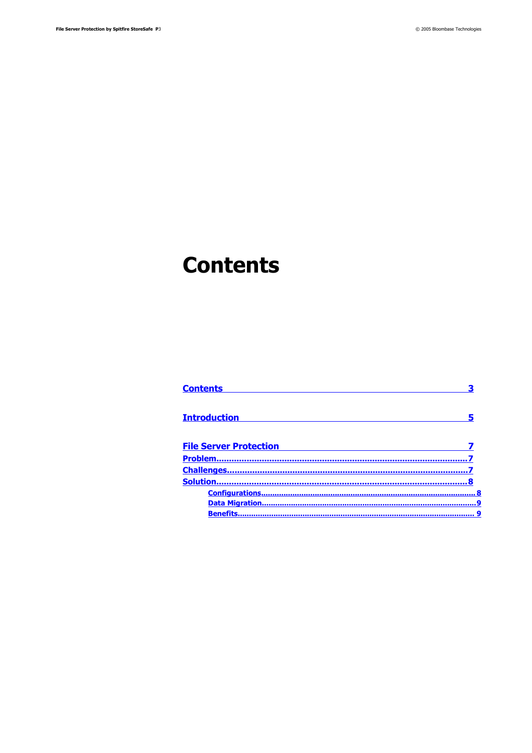# Contents

Contents 3

Introduction 5

File Server Protection 7

Problem 7

Challenges 7

Solution 8

- Configurations 8
- Data Migration 9
- Benefits 9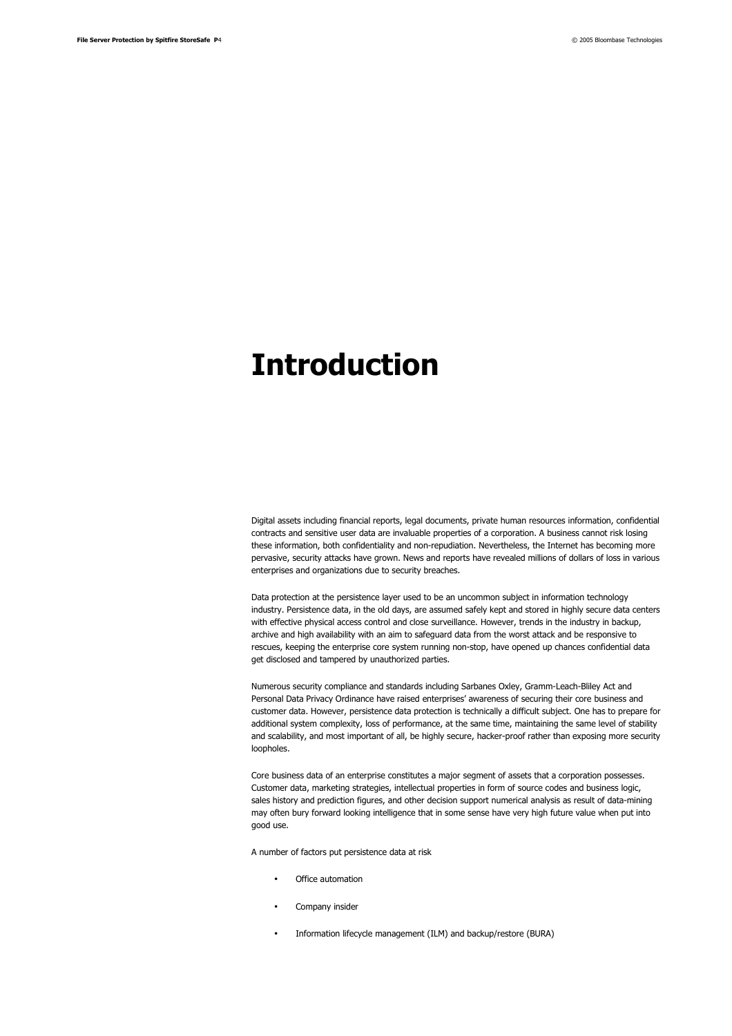# Introduction

Digital assets including financial reports, legal documents, private human resources information, confidential contracts and sensitive user data are invaluable properties of a corporation. A business cannot risk losing these information, both confidentiality and non-repudiation. Nevertheless, the Internet has becoming more pervasive, security attacks have grown. News and reports have revealed millions of dollars of loss in various enterprises and organizations due to security breaches.

Data protection at the persistence layer used to be an uncommon subject in information technology industry. Persistence data, in the old days, are assumed safely kept and stored in highly secure data centers with effective physical access control and close surveillance. However, trends in the industry in backup, archive and high availability with an aim to safeguard data from the worst attack and be responsive to rescues, keeping the enterprise core system running non-stop, have opened up chances confidential data get disclosed and tampered by unauthorized parties.

Numerous security compliance and standards including Sarbanes Oxley, Gramm-Leach-Bliley Act and Personal Data Privacy Ordinance have raised enterprises' awareness of securing their core business and customer data. However, persistence data protection is technically a difficult subject. One has to prepare for additional system complexity, loss of performance, at the same time, maintaining the same level of stability and scalability, and most important of all, be highly secure, hacker-proof rather than exposing more security loopholes.

Core business data of an enterprise constitutes a major segment of assets that a corporation possesses. Customer data, marketing strategies, intellectual properties in form of source codes and business logic, sales history and prediction figures, and other decision support numerical analysis as result of data-mining may often bury forward looking intelligence that in some sense have very high future value when put into good use.

A number of factors put persistence data at risk

- Office automation
- Company insider
- Information lifecycle management (ILM) and backup/restore (BURA)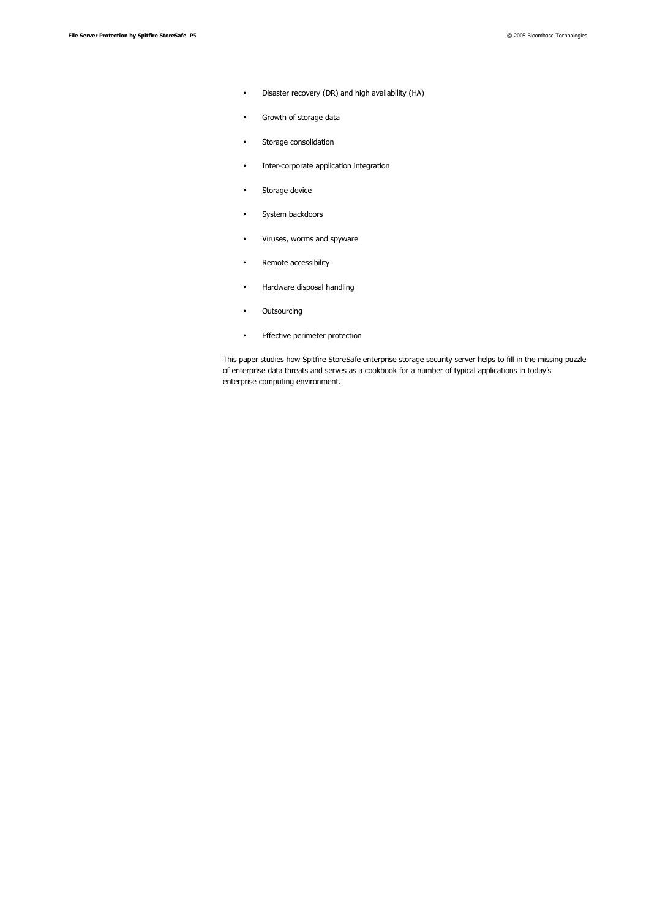- Disaster recovery (DR) and high availability (HA)
- Growth of storage data
- Storage consolidation
- Inter-corporate application integration
- Storage device
- System backdoors
- Viruses, worms and spyware
- Remote accessibility
- Hardware disposal handling
- Outsourcing
- Effective perimeter protection

This paper studies how Spitfire StoreSafe enterprise storage security server helps to fill in the missing puzzle of enterprise data threats and serves as a cookbook for a number of typical applications in today's enterprise computing environment.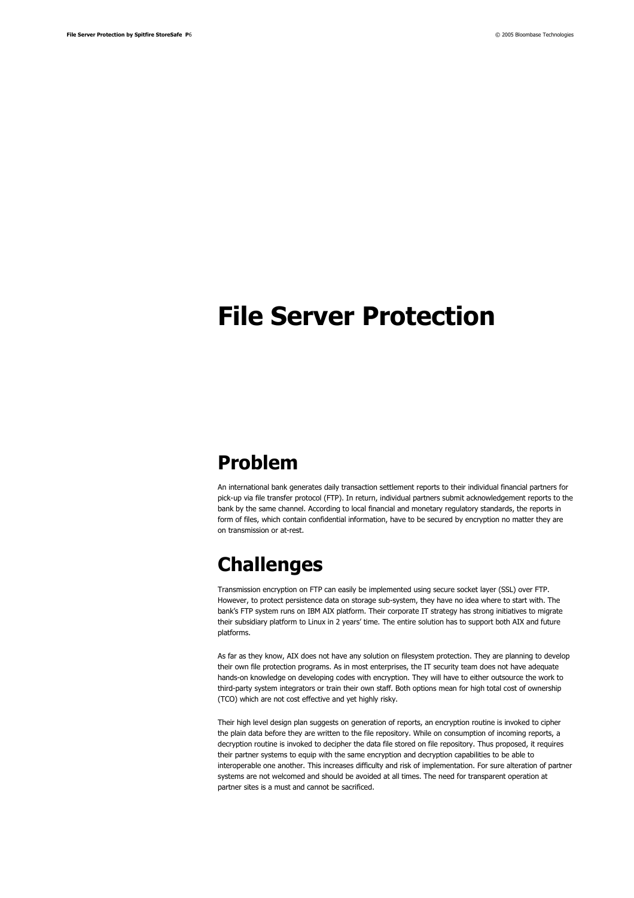# File Server Protection

## Problem

An international bank generates daily transaction settlement reports to their individual financial partners for pick-up via file transfer protocol (FTP). In return, individual partners submit acknowledgement reports to the bank by the same channel. According to local financial and monetary regulatory standards, the reports in form of files, which contain confidential information, have to be secured by encryption no matter they are on transmission or at-rest.

## Challenges

Transmission encryption on FTP can easily be implemented using secure socket layer (SSL) over FTP. However, to protect persistence data on storage sub-system, they have no idea where to start with. The bank's FTP system runs on IBM AIX platform. Their corporate IT strategy has strong initiatives to migrate their subsidiary platform to Linux in 2 years' time. The entire solution has to support both AIX and future platforms.

As far as they know, AIX does not have any solution on filesystem protection. They are planning to develop their own file protection programs. As in most enterprises, the IT security team does not have adequate hands-on knowledge on developing codes with encryption. They will have to either outsource the work to third-party system integrators or train their own staff. Both options mean for high total cost of ownership (TCO) which are not cost effective and yet highly risky.

Their high level design plan suggests on generation of reports, an encryption routine is invoked to cipher the plain data before they are written to the file repository. While on consumption of incoming reports, a decryption routine is invoked to decipher the data file stored on file repository. Thus proposed, it requires their partner systems to equip with the same encryption and decryption capabilities to be able to interoperable one another. This increases difficulty and risk of implementation. For sure alteration of partner systems are not welcomed and should be avoided at all times. The need for transparent operation at partner sites is a must and cannot be sacrificed.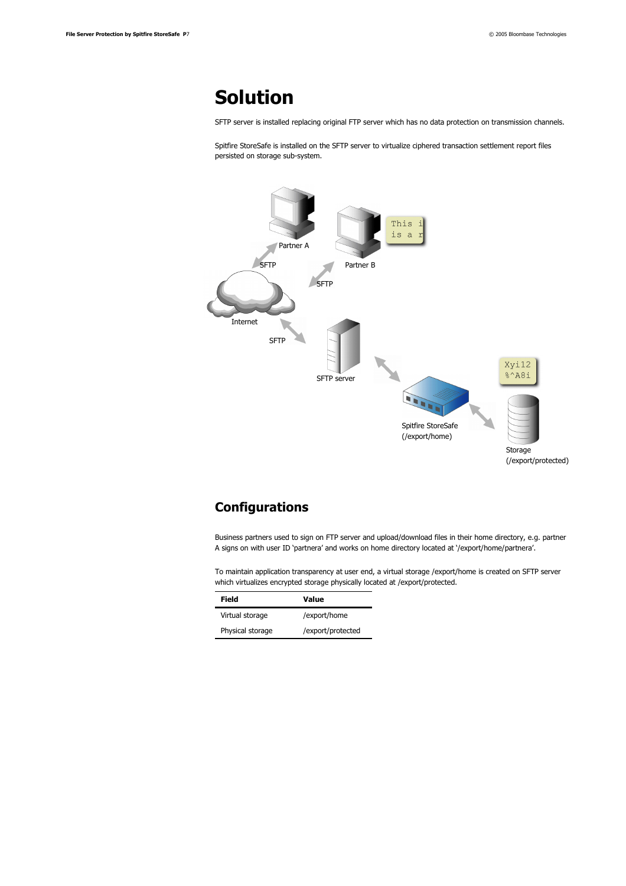# Solution

SFTP server is installed replacing original FTP server which has no data protection on transmission channels.

Spitfire StoreSafe is installed on the SFTP server to virtualize ciphered transaction settlement report files persisted on storage sub-system.

Partner A

SFTP

Partner B

SFTP

Internet

SFTP

SFTP server

Spitfire StoreSafe (/export/home)

Storage (/export/protected)

# Configurations

Business partners used to sign on FTP server and upload/download files in their home directory, e.g. partner A signs on with user ID 'partnera' and works on home directory located at '/export/home/partnera'.

To maintain application transparency at user end, a virtual storage /export/home is created on SFTP server which virtualizes encrypted storage physically located at /export/protected.

| Field | Value |
| --- | --- |
| Virtual storage | /export/home |
| Physical storage | /export/protected |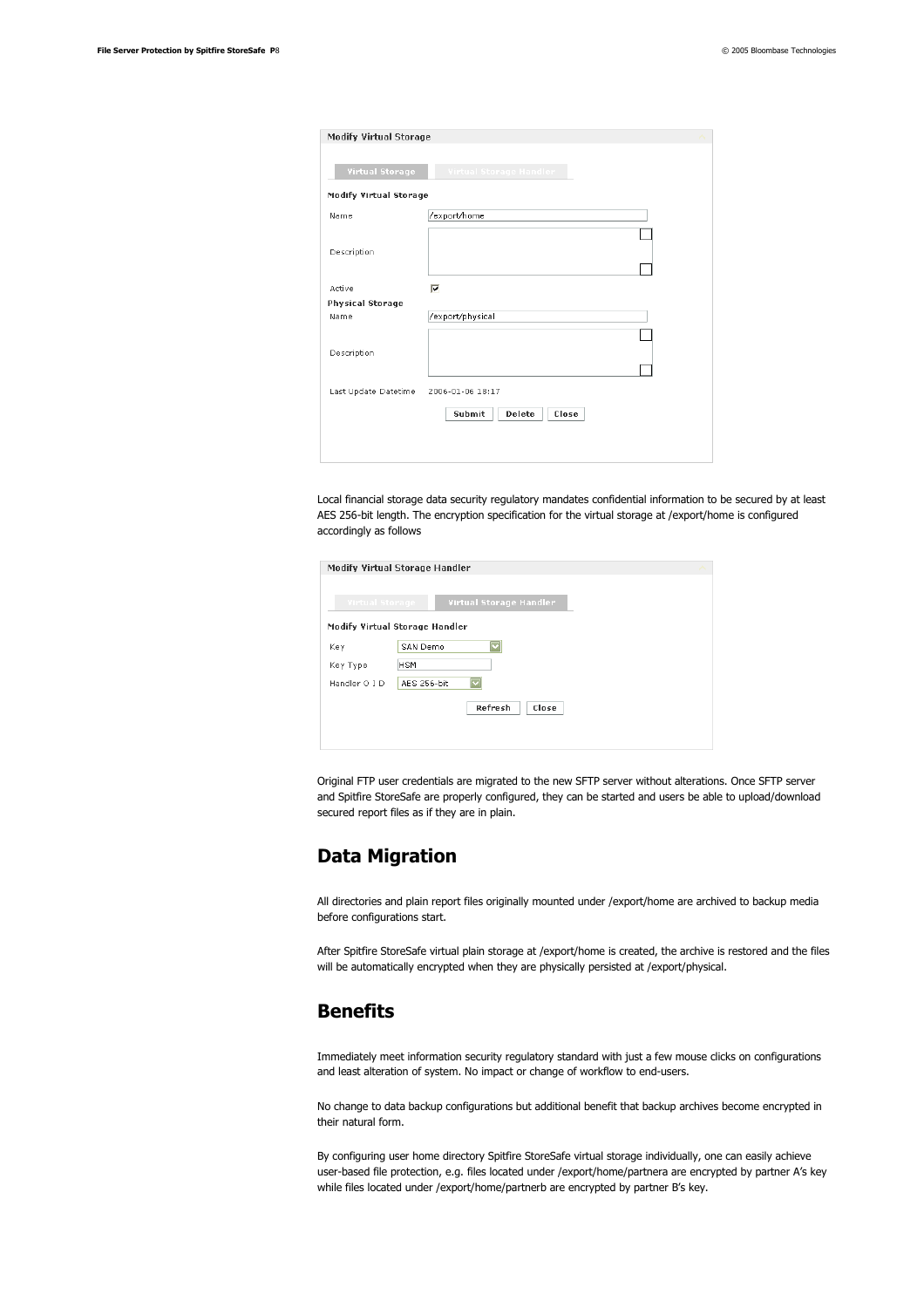Modify Virtual Storage

Virtual Storage | Virtual Storage Handler

**Modify Virtual Storage**

| | |
|---|---|
| Name | /export/home |
| Description | |
| Active | ☑ |

**Physical Storage**

| | |
|---|---|
| Name | /export/physical |
| Description | |
| Last Update Datetime | 2006-01-06 18:17 |

Submit | Delete | Close

Local financial storage data security regulatory mandates confidential information to be secured by at least AES 256-bit length. The encryption specification for the virtual storage at /export/home is configured accordingly as follows

Modify Virtual Storage Handler

Virtual Storage | Virtual Storage Handler

**Modify Virtual Storage Handler**

| | |
|---|---|
| Key | SAN Demo |
| Key Type | HSM |
| Handler O I D | AES 256-bit |

Refresh | Close

Original FTP user credentials are migrated to the new SFTP server without alterations. Once SFTP server and Spitfire StoreSafe are properly configured, they can be started and users be able to upload/download secured report files as if they are in plain.

## Data Migration

All directories and plain report files originally mounted under /export/home are archived to backup media before configurations start.

After Spitfire StoreSafe virtual plain storage at /export/home is created, the archive is restored and the files will be automatically encrypted when they are physically persisted at /export/physical.

## Benefits

Immediately meet information security regulatory standard with just a few mouse clicks on configurations and least alteration of system. No impact or change of workflow to end-users.

No change to data backup configurations but additional benefit that backup archives become encrypted in their natural form.

By configuring user home directory Spitfire StoreSafe virtual storage individually, one can easily achieve user-based file protection, e.g. files located under /export/home/partnera are encrypted by partner A's key while files located under /export/home/partnerb are encrypted by partner B's key.